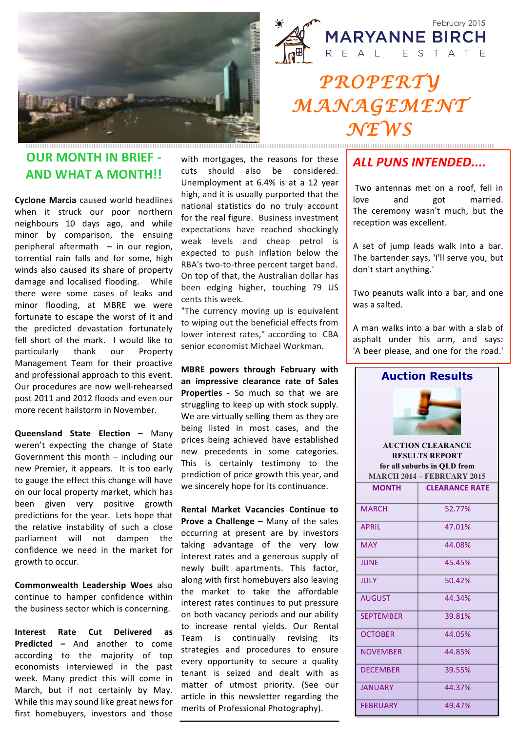February 2015

# MARYANNE BIRCH REAL ESTATE

# PROPERTY MANAGEMENT NEWS

## OUR MONTH IN BRIEF - AND WHAT A MONTH!!

**Cyclone Marcia** caused world headlines when it struck our poor northern neighbours 10 days ago, and while minor by comparison, the ensuing peripheral aftermath – in our region, torrential rain falls and for some, high winds also caused its share of property damage and localised flooding. While there were some cases of leaks and minor flooding, at MBRE we were fortunate to escape the worst of it and the predicted devastation fortunately fell short of the mark. I would like to particularly thank our Property Management Team for their proactive and professional approach to this event. Our procedures are now well-rehearsed post 2011 and 2012 floods and even our more recent hailstorm in November.

**Queensland State Election** – Many weren't expecting the change of State Government this month – including our new Premier, it appears. It is too early to gauge the effect this change will have on our local property market, which has been given very positive growth predictions for the year. Lets hope that the relative instability of such a close parliament will not dampen the confidence we need in the market for growth to occur.

**Commonwealth Leadership Woes** also continue to hamper confidence within the business sector which is concerning.

**Interest Rate Cut Delivered as Predicted –** And another to come according to the majority of top economists interviewed in the past week. Many predict this will come in March, but if not certainly by May. While this may sound like great news for first homebuyers, investors and those with mortgages, the reasons for these cuts should also be considered. Unemployment at 6.4% is at a 12 year high, and it is usually purported that the national statistics do no truly account for the real figure. Business investment expectations have reached shockingly weak levels and cheap petrol is expected to push inflation below the RBA's two-to-three percent target band. On top of that, the Australian dollar has been edging higher, touching 79 US cents this week.

"The currency moving up is equivalent to wiping out the beneficial effects from lower interest rates," according to CBA senior economist Michael Workman.

**MBRE powers through February with an impressive clearance rate of Sales Properties** - So much so that we are struggling to keep up with stock supply. We are virtually selling them as they are being listed in most cases, and the prices being achieved have established new precedents in some categories. This is certainly testimony to the prediction of price growth this year, and we sincerely hope for its continuance.

**Rental Market Vacancies Continue to Prove a Challenge –** Many of the sales occurring at present are by investors taking advantage of the very low interest rates and a generous supply of newly built apartments. This factor, along with first homebuyers also leaving the market to take the affordable interest rates continues to put pressure on both vacancy periods and our ability to increase rental yields. Our Rental Team is continually revising its strategies and procedures to ensure every opportunity to secure a quality tenant is seized and dealt with as matter of utmost priority. (See our article in this newsletter regarding the merits of Professional Photography).

## *ALL PUNS INTENDED....*

Two antennas met on a roof, fell in love and got married. The ceremony wasn't much, but the reception was excellent.

A set of jump leads walk into a bar. The bartender says, 'I'll serve you, but don't start anything.'

Two peanuts walk into a bar, and one was a salted.

A man walks into a bar with a slab of asphalt under his arm, and says: 'A beer please, and one for the road.'

## Auction Results

**AUCTION CLEARANCE RESULTS REPORT**
**for all suburbs in QLD from MARCH 2014 – FEBRUARY 2015**

| MONTH | CLEARANCE RATE |
|---|---|
| MARCH | 52.77% |
| APRIL | 47.01% |
| MAY | 44.08% |
| JUNE | 45.45% |
| JULY | 50.42% |
| AUGUST | 44.34% |
| SEPTEMBER | 39.81% |
| OCTOBER | 44.05% |
| NOVEMBER | 44.85% |
| DECEMBER | 39.55% |
| JANUARY | 44.37% |
| FEBRUARY | 49.47% |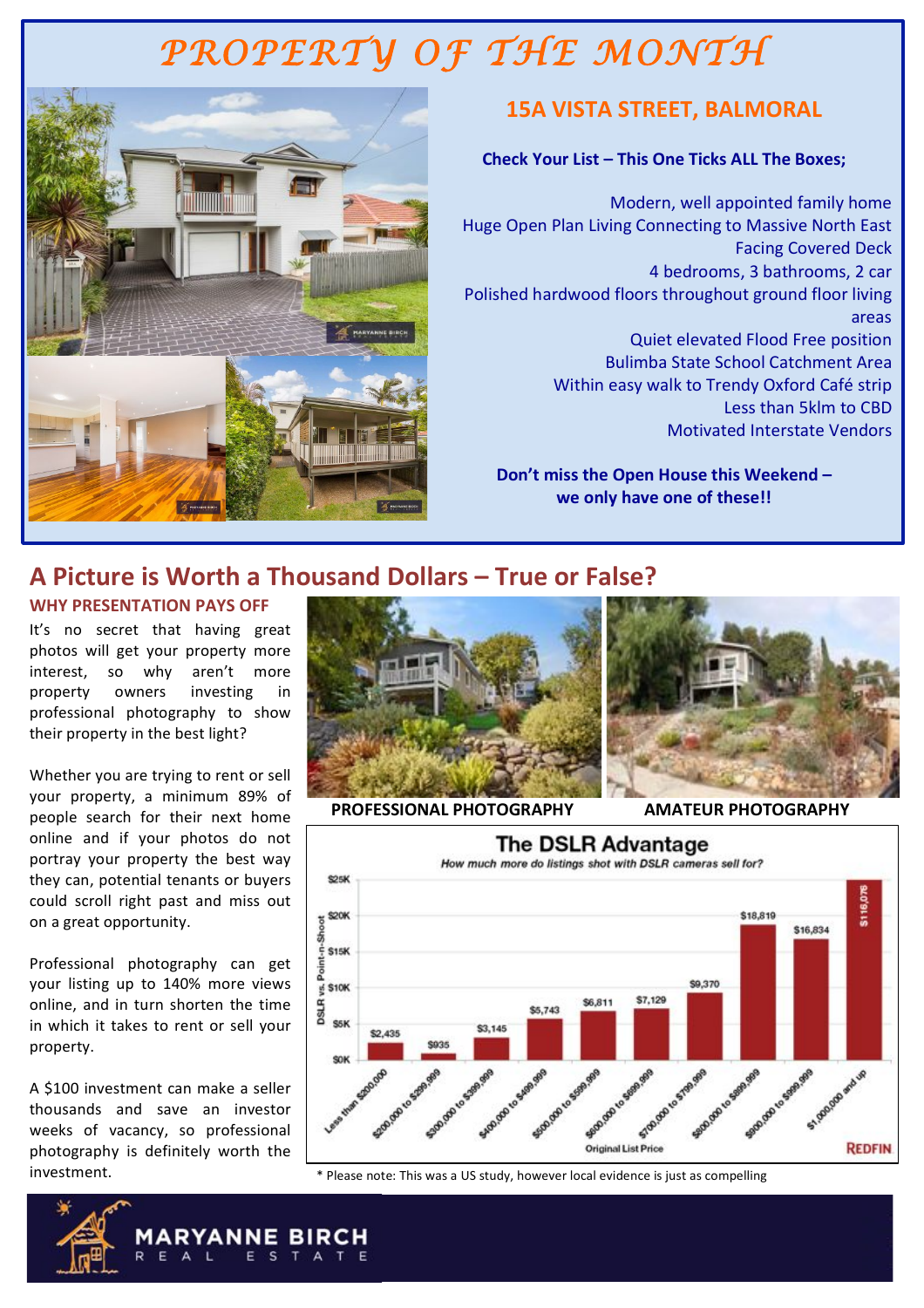# PROPERTY OF THE MONTH

## 15A VISTA STREET, BALMORAL

**Check Your List – This One Ticks ALL The Boxes;**

Modern, well appointed family home
Huge Open Plan Living Connecting to Massive North East Facing Covered Deck
4 bedrooms, 3 bathrooms, 2 car
Polished hardwood floors throughout ground floor living areas
Quiet elevated Flood Free position
Bulimba State School Catchment Area
Within easy walk to Trendy Oxford Café strip
Less than 5klm to CBD
Motivated Interstate Vendors

**Don't miss the Open House this Weekend – we only have one of these!!**

## A Picture is Worth a Thousand Dollars – True or False?

### WHY PRESENTATION PAYS OFF

It's no secret that having great photos will get your property more interest, so why aren't more property owners investing in professional photography to show their property in the best light?

Whether you are trying to rent or sell your property, a minimum 89% of people search for their next home online and if your photos do not portray your property the best way they can, potential tenants or buyers could scroll right past and miss out on a great opportunity.

Professional photography can get your listing up to 140% more views online, and in turn shorten the time in which it takes to rent or sell your property.

A $100 investment can make a seller thousands and save an investor weeks of vacancy, so professional photography is definitely worth the investment.

**PROFESSIONAL PHOTOGRAPHY** **AMATEUR PHOTOGRAPHY**

The DSLR Advantage
*How much more do listings shot with DSLR cameras sell for?*

DSLR vs. Point-n-Shoot
$25K
$20K
$15K
$10K
$5K
$0K

$2,435
$935
$3,145
$5,743
$6,811
$7,129
$9,370
$18,819
$16,834
$116,076

Less than $200,000
$200,000 to $299,999
$300,000 to $399,999
$400,000 to $499,999
$500,000 to $599,999
$600,000 to $699,999
$700,000 to $799,999
$800,000 to $899,999
$900,000 to $999,999
$1,000,000 and up

Original List Price
REDFIN

\* Please note: This was a US study, however local evidence is just as compelling

MARYANNE BIRCH
REAL ESTATE